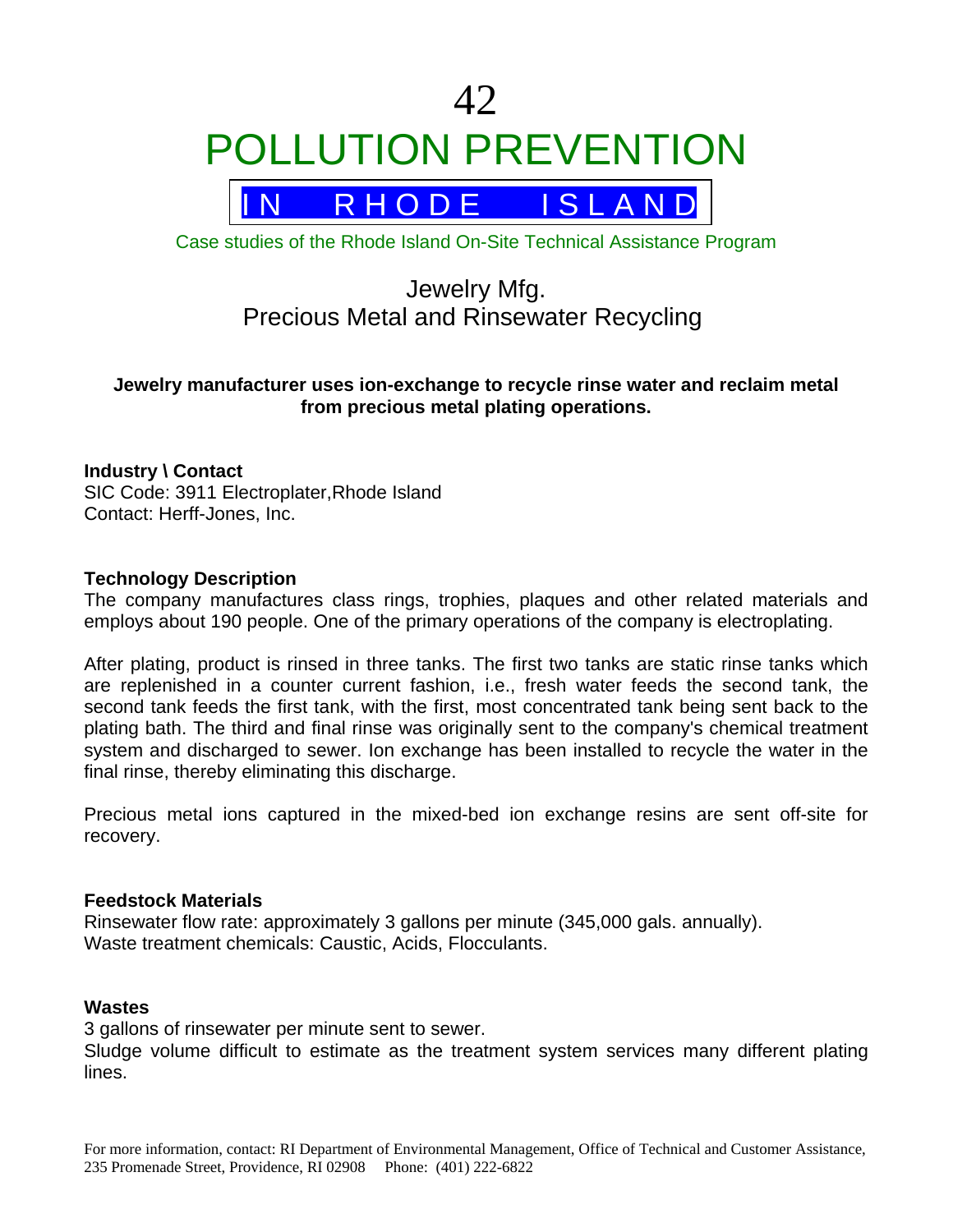# 42

# POLLUTION PREVENTION

## IN RHODE ISLAND

Case studies of the Rhode Island On-Site Technical Assistance Program

## Jewelry Mfg.
## Precious Metal and Rinsewater Recycling

**Jewelry manufacturer uses ion-exchange to recycle rinse water and reclaim metal from precious metal plating operations.**

**Industry \ Contact**
SIC Code: 3911 Electroplater,Rhode Island
Contact: Herff-Jones, Inc.

**Technology Description**
The company manufactures class rings, trophies, plaques and other related materials and employs about 190 people. One of the primary operations of the company is electroplating.

After plating, product is rinsed in three tanks. The first two tanks are static rinse tanks which are replenished in a counter current fashion, i.e., fresh water feeds the second tank, the second tank feeds the first tank, with the first, most concentrated tank being sent back to the plating bath. The third and final rinse was originally sent to the company's chemical treatment system and discharged to sewer. Ion exchange has been installed to recycle the water in the final rinse, thereby eliminating this discharge.

Precious metal ions captured in the mixed-bed ion exchange resins are sent off-site for recovery.

**Feedstock Materials**
Rinsewater flow rate: approximately 3 gallons per minute (345,000 gals. annually).
Waste treatment chemicals: Caustic, Acids, Flocculants.

**Wastes**
3 gallons of rinsewater per minute sent to sewer.
Sludge volume difficult to estimate as the treatment system services many different plating lines.

For more information, contact: RI Department of Environmental Management, Office of Technical and Customer Assistance, 235 Promenade Street, Providence, RI 02908 Phone: (401) 222-6822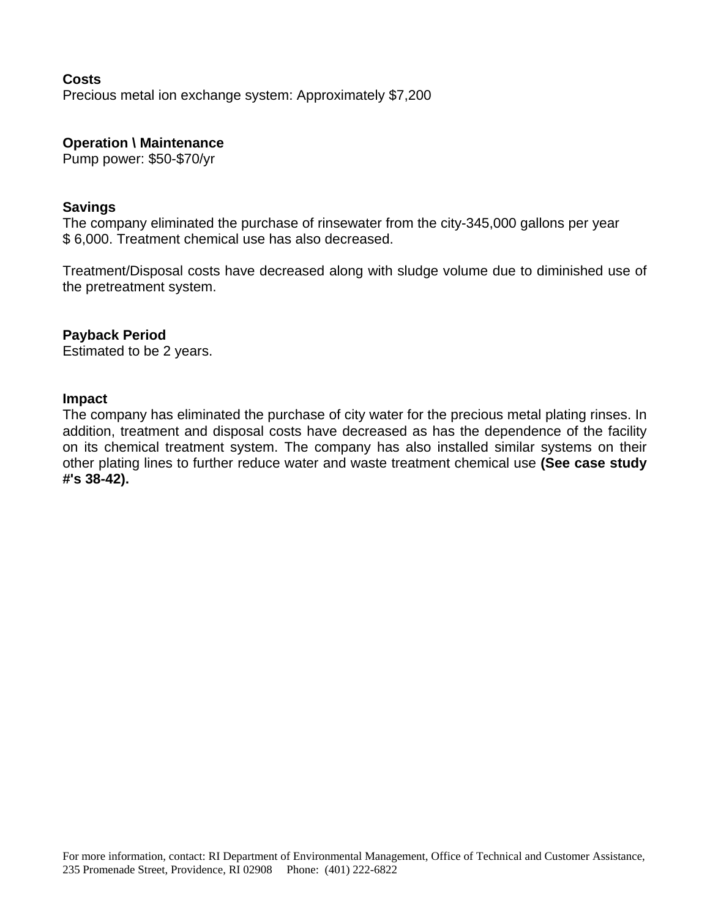**Costs**
Precious metal ion exchange system: Approximately $7,200

**Operation \ Maintenance**
Pump power: $50-$70/yr

**Savings**
The company eliminated the purchase of rinsewater from the city-345,000 gallons per year
$ 6,000. Treatment chemical use has also decreased.

Treatment/Disposal costs have decreased along with sludge volume due to diminished use of the pretreatment system.

**Payback Period**
Estimated to be 2 years.

**Impact**
The company has eliminated the purchase of city water for the precious metal plating rinses. In addition, treatment and disposal costs have decreased as has the dependence of the facility on its chemical treatment system. The company has also installed similar systems on their other plating lines to further reduce water and waste treatment chemical use **(See case study #'s 38-42).**

For more information, contact: RI Department of Environmental Management, Office of Technical and Customer Assistance, 235 Promenade Street, Providence, RI 02908 Phone: (401) 222-6822